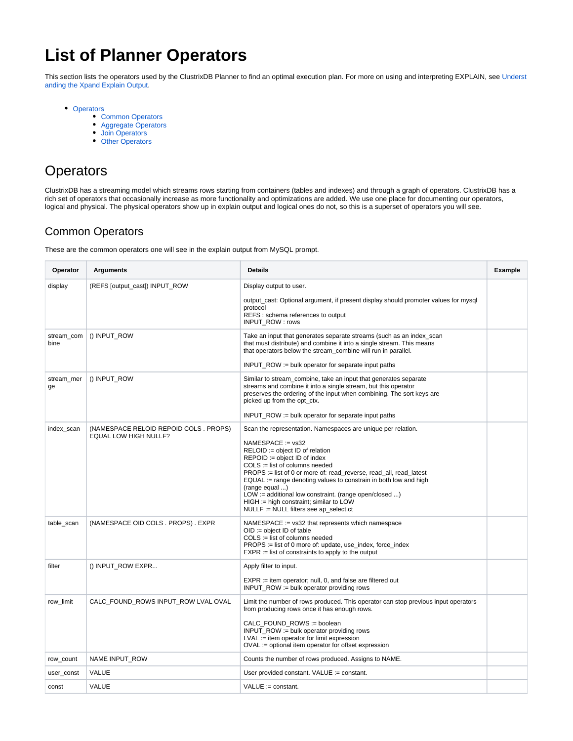# List of Planner Operators

This section lists the operators used by the ClustrixDB Planner to find an optimal execution plan. For more on using and interpreting EXPLAIN, see Understanding the Xpand Explain Output.

- Operators
  - Common Operators
  - Aggregate Operators
  - Join Operators
  - Other Operators

# Operators

ClustrixDB has a streaming model which streams rows starting from containers (tables and indexes) and through a graph of operators. ClustrixDB has a rich set of operators that occasionally increase as more functionality and optimizations are added. We use one place for documenting our operators, logical and physical. The physical operators show up in explain output and logical ones do not, so this is a superset of operators you will see.

## Common Operators

These are the common operators one will see in the explain output from MySQL prompt.

| Operator | Arguments | Details | Example |
|---|---|---|---|
| display | (REFS [output_cast]) INPUT_ROW | Display output to user.<br><br>output_cast: Optional argument, if present display should promoter values for mysql protocol<br>REFS : schema references to output<br>INPUT_ROW : rows | |
| stream_combine | () INPUT_ROW | Take an input that generates separate streams (such as an index_scan that must distribute) and combine it into a single stream. This means that operators below the stream_combine will run in parallel.<br><br>INPUT_ROW := bulk operator for separate input paths | |
| stream_merge | () INPUT_ROW | Similar to stream_combine, take an input that generates separate streams and combine it into a single stream, but this operator preserves the ordering of the input when combining. The sort keys are picked up from the opt_ctx.<br><br>INPUT_ROW := bulk operator for separate input paths | |
| index_scan | (NAMESPACE RELOID REPOID COLS . PROPS) EQUAL LOW HIGH NULLF? | Scan the representation. Namespaces are unique per relation.<br><br>NAMESPACE := vs32<br>RELOID := object ID of relation<br>REPOID := object ID of index<br>COLS := list of columns needed<br>PROPS := list of 0 or more of: read_reverse, read_all, read_latest<br>EQUAL := range denoting values to constrain in both low and high (range equal ...)<br>LOW := additional low constraint. (range open/closed ...)<br>HIGH := high constraint; similar to LOW<br>NULLF := NULL filters see ap_select.ct | |
| table_scan | (NAMESPACE OID COLS . PROPS) . EXPR | NAMESPACE := vs32 that represents which namespace<br>OID := object ID of table<br>COLS := list of columns needed<br>PROPS := list of 0 more of: update, use_index, force_index<br>EXPR := list of constraints to apply to the output | |
| filter | () INPUT_ROW EXPR... | Apply filter to input.<br><br>EXPR := item operator; null, 0, and false are filtered out<br>INPUT_ROW := bulk operator providing rows | |
| row_limit | CALC_FOUND_ROWS INPUT_ROW LVAL OVAL | Limit the number of rows produced. This operator can stop previous input operators from producing rows once it has enough rows.<br><br>CALC_FOUND_ROWS := boolean<br>INPUT_ROW := bulk operator providing rows<br>LVAL := item operator for limit expression<br>OVAL := optional item operator for offset expression | |
| row_count | NAME INPUT_ROW | Counts the number of rows produced. Assigns to NAME. | |
| user_const | VALUE | User provided constant. VALUE := constant. | |
| const | VALUE | VALUE := constant. | |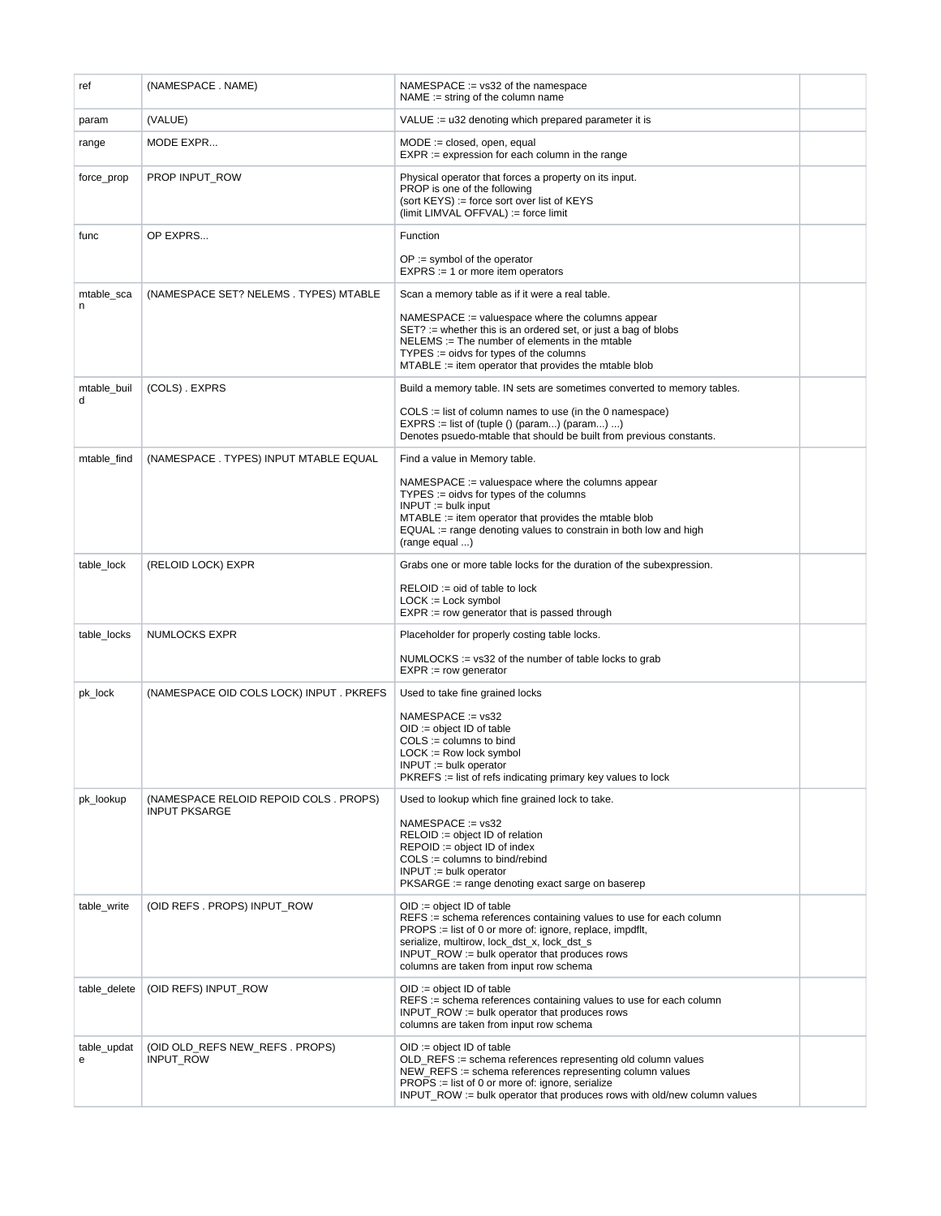| ref | (NAMESPACE . NAME) | NAMESPACE := vs32 of the namespace<br>NAME := string of the column name | |
|---|---|---|---|
| param | (VALUE) | VALUE := u32 denoting which prepared parameter it is | |
| range | MODE EXPR... | MODE := closed, open, equal<br>EXPR := expression for each column in the range | |
| force_prop | PROP INPUT_ROW | Physical operator that forces a property on its input.<br>PROP is one of the following<br>(sort KEYS) := force sort over list of KEYS<br>(limit LIMVAL OFFVAL) := force limit | |
| func | OP EXPRS... | Function<br><br>OP := symbol of the operator<br>EXPRS := 1 or more item operators | |
| mtable_scan | (NAMESPACE SET? NELEMS . TYPES) MTABLE | Scan a memory table as if it were a real table.<br><br>NAMESPACE := valuespace where the columns appear<br>SET? := whether this is an ordered set, or just a bag of blobs<br>NELEMS := The number of elements in the mtable<br>TYPES := oidvs for types of the columns<br>MTABLE := item operator that provides the mtable blob | |
| mtable_build | (COLS) . EXPRS | Build a memory table. IN sets are sometimes converted to memory tables.<br><br>COLS := list of column names to use (in the 0 namespace)<br>EXPRS := list of (tuple () (param...) (param...) ...)<br>Denotes psuedo-mtable that should be built from previous constants. | |
| mtable_find | (NAMESPACE . TYPES) INPUT MTABLE EQUAL | Find a value in Memory table.<br><br>NAMESPACE := valuespace where the columns appear<br>TYPES := oidvs for types of the columns<br>INPUT := bulk input<br>MTABLE := item operator that provides the mtable blob<br>EQUAL := range denoting values to constrain in both low and high<br>(range equal ...) | |
| table_lock | (RELOID LOCK) EXPR | Grabs one or more table locks for the duration of the subexpression.<br><br>RELOID := oid of table to lock<br>LOCK := Lock symbol<br>EXPR := row generator that is passed through | |
| table_locks | NUMLOCKS EXPR | Placeholder for properly costing table locks.<br><br>NUMLOCKS := vs32 of the number of table locks to grab<br>EXPR := row generator | |
| pk_lock | (NAMESPACE OID COLS LOCK) INPUT . PKREFS | Used to take fine grained locks<br><br>NAMESPACE := vs32<br>OID := object ID of table<br>COLS := columns to bind<br>LOCK := Row lock symbol<br>INPUT := bulk operator<br>PKREFS := list of refs indicating primary key values to lock | |
| pk_lookup | (NAMESPACE RELOID REPOID COLS . PROPS) INPUT PKSARGE | Used to lookup which fine grained lock to take.<br><br>NAMESPACE := vs32<br>RELOID := object ID of relation<br>REPOID := object ID of index<br>COLS := columns to bind/rebind<br>INPUT := bulk operator<br>PKSARGE := range denoting exact sarge on baserep | |
| table_write | (OID REFS . PROPS) INPUT_ROW | OID := object ID of table<br>REFS := schema references containing values to use for each column<br>PROPS := list of 0 or more of: ignore, replace, impdflt,<br>serialize, multirow, lock_dst_x, lock_dst_s<br>INPUT_ROW := bulk operator that produces rows<br>columns are taken from input row schema | |
| table_delete | (OID REFS) INPUT_ROW | OID := object ID of table<br>REFS := schema references containing values to use for each column<br>INPUT_ROW := bulk operator that produces rows<br>columns are taken from input row schema | |
| table_update | (OID OLD_REFS NEW_REFS . PROPS) INPUT_ROW | OID := object ID of table<br>OLD_REFS := schema references representing old column values<br>NEW_REFS := schema references representing column values<br>PROPS := list of 0 or more of: ignore, serialize<br>INPUT_ROW := bulk operator that produces rows with old/new column values | |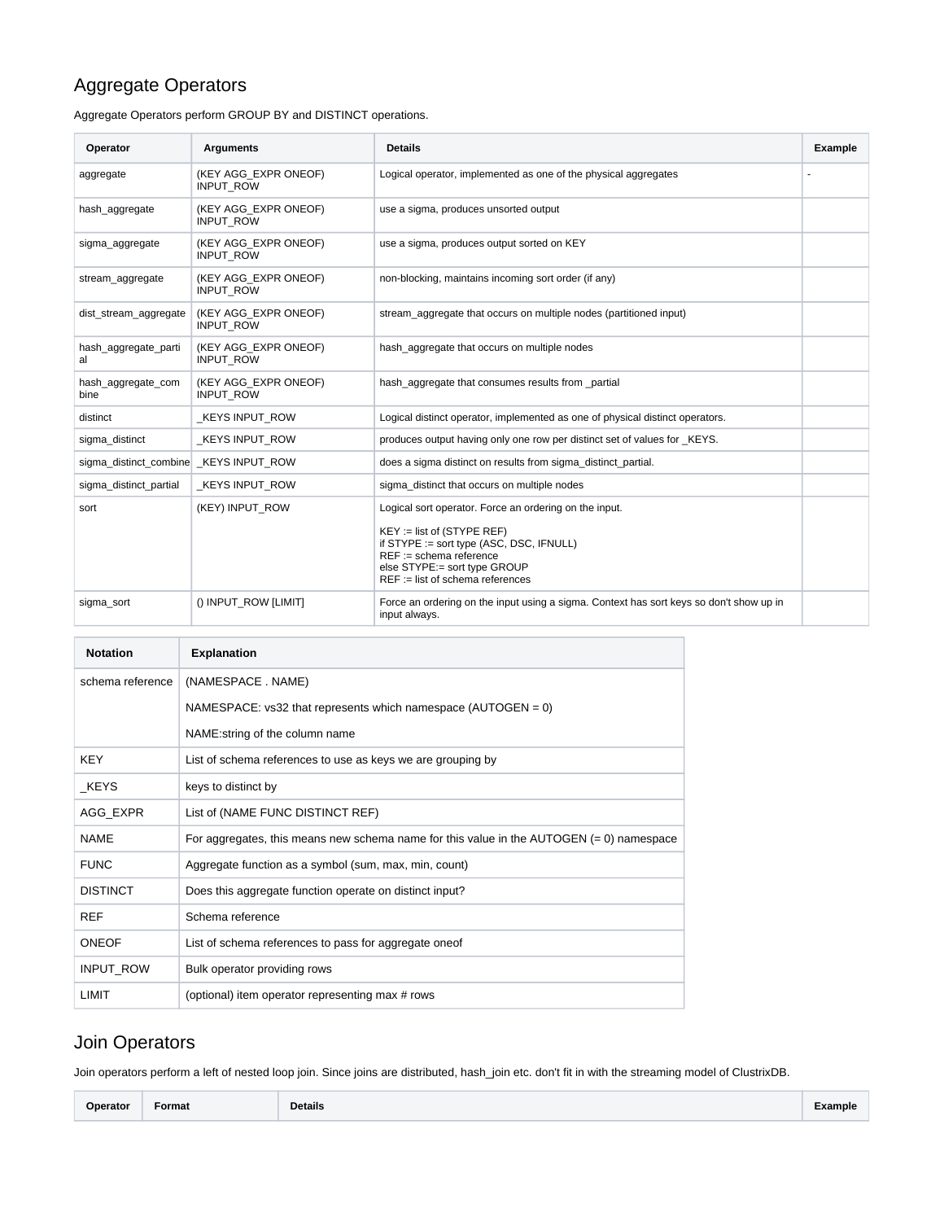## Aggregate Operators

Aggregate Operators perform GROUP BY and DISTINCT operations.

| Operator | Arguments | Details | Example |
|---|---|---|---|
| aggregate | (KEY AGG_EXPR ONEOF) INPUT_ROW | Logical operator, implemented as one of the physical aggregates | - |
| hash_aggregate | (KEY AGG_EXPR ONEOF) INPUT_ROW | use a sigma, produces unsorted output | |
| sigma_aggregate | (KEY AGG_EXPR ONEOF) INPUT_ROW | use a sigma, produces output sorted on KEY | |
| stream_aggregate | (KEY AGG_EXPR ONEOF) INPUT_ROW | non-blocking, maintains incoming sort order (if any) | |
| dist_stream_aggregate | (KEY AGG_EXPR ONEOF) INPUT_ROW | stream_aggregate that occurs on multiple nodes (partitioned input) | |
| hash_aggregate_partial | (KEY AGG_EXPR ONEOF) INPUT_ROW | hash_aggregate that occurs on multiple nodes | |
| hash_aggregate_combine | (KEY AGG_EXPR ONEOF) INPUT_ROW | hash_aggregate that consumes results from _partial | |
| distinct | _KEYS INPUT_ROW | Logical distinct operator, implemented as one of physical distinct operators. | |
| sigma_distinct | _KEYS INPUT_ROW | produces output having only one row per distinct set of values for _KEYS. | |
| sigma_distinct_combine | _KEYS INPUT_ROW | does a sigma distinct on results from sigma_distinct_partial. | |
| sigma_distinct_partial | _KEYS INPUT_ROW | sigma_distinct that occurs on multiple nodes | |
| sort | (KEY) INPUT_ROW | Logical sort operator. Force an ordering on the input.<br><br>KEY := list of (STYPE REF)<br>if STYPE := sort type (ASC, DSC, IFNULL)<br>REF := schema reference<br>else STYPE:= sort type GROUP<br>REF := list of schema references | |
| sigma_sort | () INPUT_ROW [LIMIT] | Force an ordering on the input using a sigma. Context has sort keys so don't show up in input always. | |

| Notation | Explanation |
|---|---|
| schema reference | (NAMESPACE . NAME)<br><br>NAMESPACE: vs32 that represents which namespace (AUTOGEN = 0)<br><br>NAME:string of the column name |
| KEY | List of schema references to use as keys we are grouping by |
| _KEYS | keys to distinct by |
| AGG_EXPR | List of (NAME FUNC DISTINCT REF) |
| NAME | For aggregates, this means new schema name for this value in the AUTOGEN (= 0) namespace |
| FUNC | Aggregate function as a symbol (sum, max, min, count) |
| DISTINCT | Does this aggregate function operate on distinct input? |
| REF | Schema reference |
| ONEOF | List of schema references to pass for aggregate oneof |
| INPUT_ROW | Bulk operator providing rows |
| LIMIT | (optional) item operator representing max # rows |

## Join Operators

Join operators perform a left of nested loop join. Since joins are distributed, hash_join etc. don't fit in with the streaming model of ClustrixDB.

| Operator | Format | Details | Example |
|---|---|---|---|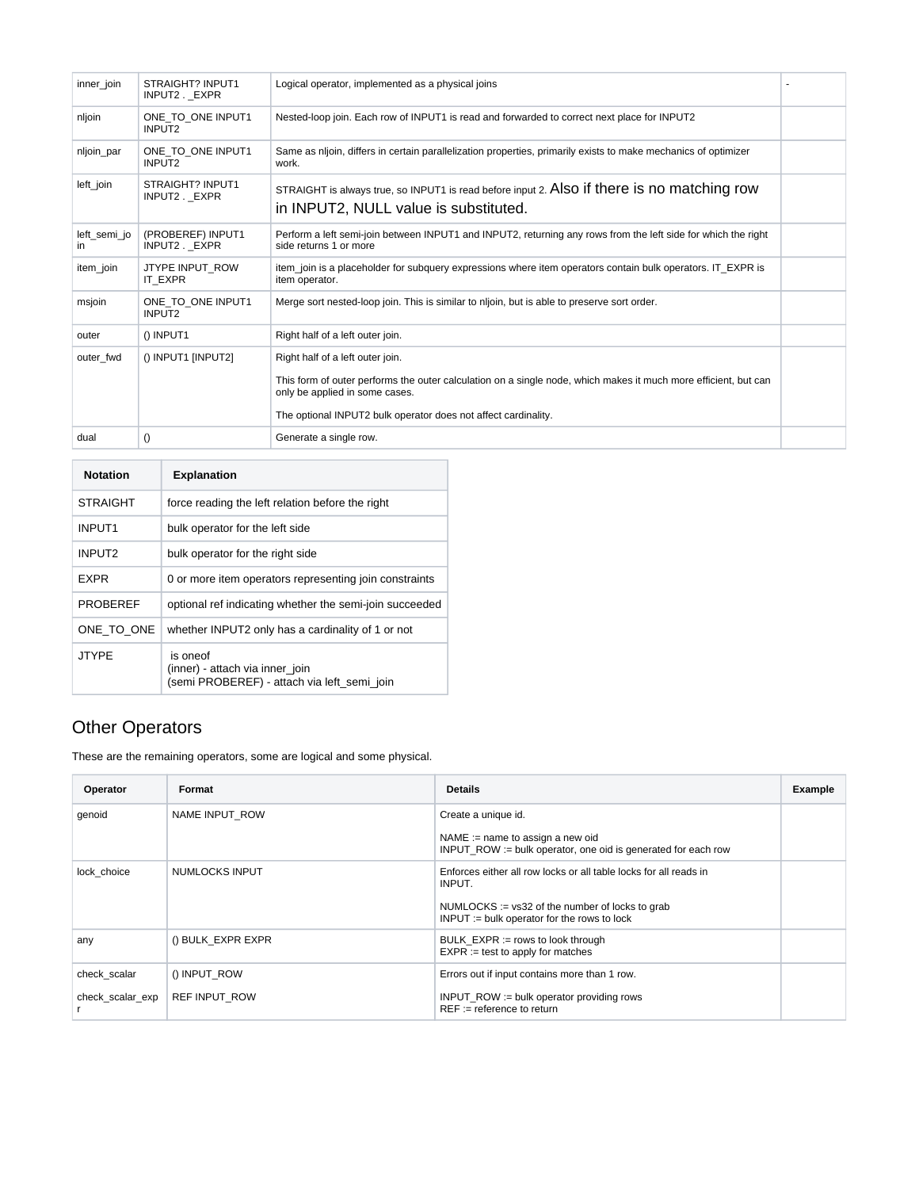| | | | |
|---|---|---|---|
| inner_join | STRAIGHT? INPUT1 INPUT2 . _EXPR | Logical operator, implemented as a physical joins | - |
| nljoin | ONE_TO_ONE INPUT1 INPUT2 | Nested-loop join. Each row of INPUT1 is read and forwarded to correct next place for INPUT2 | |
| nljoin_par | ONE_TO_ONE INPUT1 INPUT2 | Same as nljoin, differs in certain parallelization properties, primarily exists to make mechanics of optimizer work. | |
| left_join | STRAIGHT? INPUT1 INPUT2 . _EXPR | STRAIGHT is always true, so INPUT1 is read before input 2. Also if there is no matching row in INPUT2, NULL value is substituted. | |
| left_semi_join | (PROBEREF) INPUT1 INPUT2 . _EXPR | Perform a left semi-join between INPUT1 and INPUT2, returning any rows from the left side for which the right side returns 1 or more | |
| item_join | JTYPE INPUT_ROW IT_EXPR | item_join is a placeholder for subquery expressions where item operators contain bulk operators. IT_EXPR is item operator. | |
| msjoin | ONE_TO_ONE INPUT1 INPUT2 | Merge sort nested-loop join. This is similar to nljoin, but is able to preserve sort order. | |
| outer | () INPUT1 | Right half of a left outer join. | |
| outer_fwd | () INPUT1 [INPUT2] | Right half of a left outer join.<br><br>This form of outer performs the outer calculation on a single node, which makes it much more efficient, but can only be applied in some cases.<br><br>The optional INPUT2 bulk operator does not affect cardinality. | |
| dual | () | Generate a single row. | |

| Notation | Explanation |
|---|---|
| STRAIGHT | force reading the left relation before the right |
| INPUT1 | bulk operator for the left side |
| INPUT2 | bulk operator for the right side |
| EXPR | 0 or more item operators representing join constraints |
| PROBEREF | optional ref indicating whether the semi-join succeeded |
| ONE_TO_ONE | whether INPUT2 only has a cardinality of 1 or not |
| JTYPE | is oneof<br>(inner) - attach via inner_join<br>(semi PROBEREF) - attach via left_semi_join |

## Other Operators

These are the remaining operators, some are logical and some physical.

| Operator | Format | Details | Example |
|---|---|---|---|
| genoid | NAME INPUT_ROW | Create a unique id.<br><br>NAME := name to assign a new oid<br>INPUT_ROW := bulk operator, one oid is generated for each row | |
| lock_choice | NUMLOCKS INPUT | Enforces either all row locks or all table locks for all reads in INPUT.<br><br>NUMLOCKS := vs32 of the number of locks to grab<br>INPUT := bulk operator for the rows to lock | |
| any | () BULK_EXPR EXPR | BULK_EXPR := rows to look through<br>EXPR := test to apply for matches | |
| check_scalar<br><br>check_scalar_expr | () INPUT_ROW<br><br>REF INPUT_ROW | Errors out if input contains more than 1 row.<br><br>INPUT_ROW := bulk operator providing rows<br>REF := reference to return | |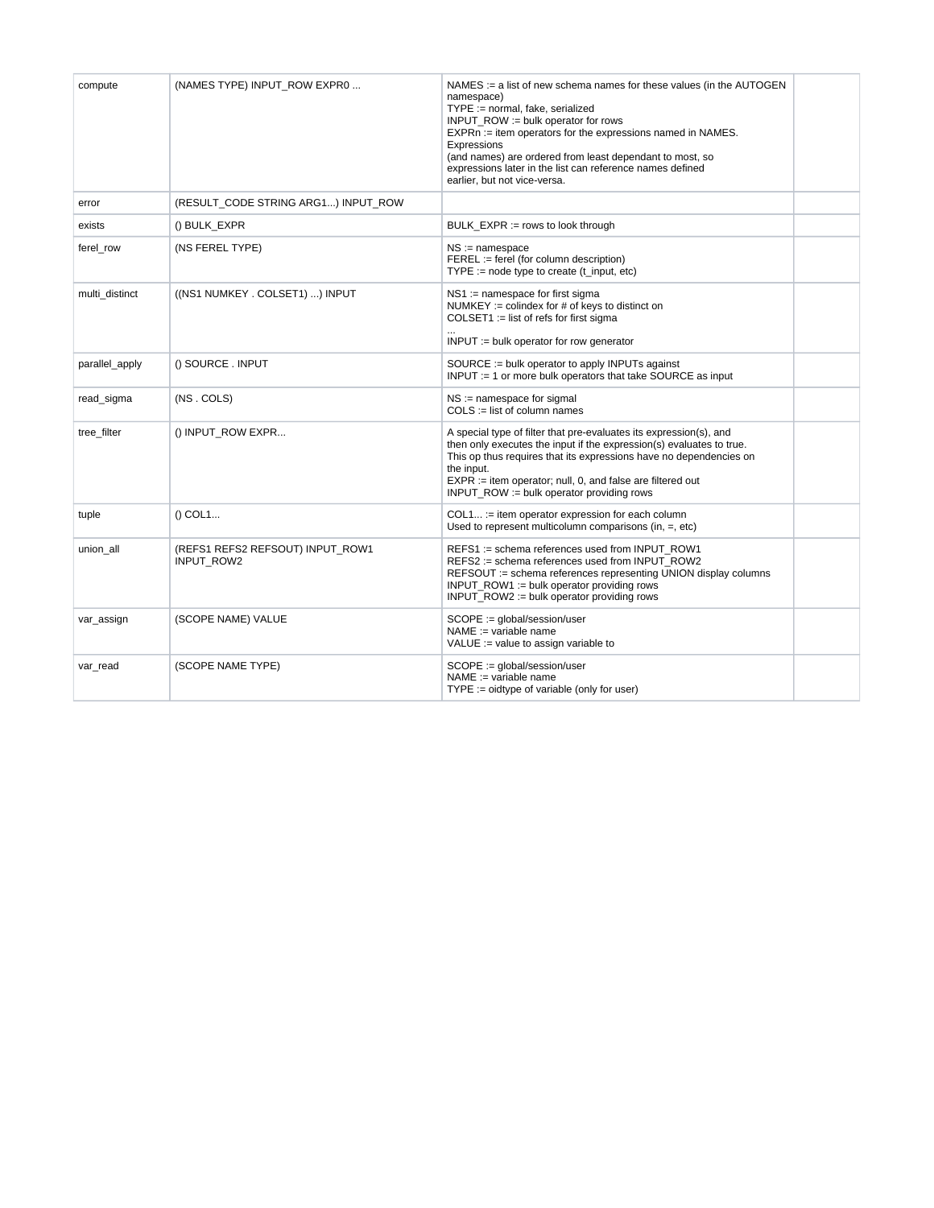| | | | |
|---|---|---|---|
| compute | (NAMES TYPE) INPUT_ROW EXPR0 ... | NAMES := a list of new schema names for these values (in the AUTOGEN namespace)<br>TYPE := normal, fake, serialized<br>INPUT_ROW := bulk operator for rows<br>EXPRn := item operators for the expressions named in NAMES. Expressions<br>(and names) are ordered from least dependant to most, so expressions later in the list can reference names defined earlier, but not vice-versa. | |
| error | (RESULT_CODE STRING ARG1...) INPUT_ROW | | |
| exists | () BULK_EXPR | BULK_EXPR := rows to look through | |
| ferel_row | (NS FEREL TYPE) | NS := namespace<br>FEREL := ferel (for column description)<br>TYPE := node type to create (t_input, etc) | |
| multi_distinct | ((NS1 NUMKEY . COLSET1) ...) INPUT | NS1 := namespace for first sigma<br>NUMKEY := colindex for # of keys to distinct on<br>COLSET1 := list of refs for first sigma<br>...<br>INPUT := bulk operator for row generator | |
| parallel_apply | () SOURCE . INPUT | SOURCE := bulk operator to apply INPUTs against<br>INPUT := 1 or more bulk operators that take SOURCE as input | |
| read_sigma | (NS . COLS) | NS := namespace for sigmal<br>COLS := list of column names | |
| tree_filter | () INPUT_ROW EXPR... | A special type of filter that pre-evaluates its expression(s), and then only executes the input if the expression(s) evaluates to true. This op thus requires that its expressions have no dependencies on the input.<br>EXPR := item operator; null, 0, and false are filtered out<br>INPUT_ROW := bulk operator providing rows | |
| tuple | () COL1... | COL1... := item operator expression for each column<br>Used to represent multicolumn comparisons (in, =, etc) | |
| union_all | (REFS1 REFS2 REFSOUT) INPUT_ROW1 INPUT_ROW2 | REFS1 := schema references used from INPUT_ROW1<br>REFS2 := schema references used from INPUT_ROW2<br>REFSOUT := schema references representing UNION display columns<br>INPUT_ROW1 := bulk operator providing rows<br>INPUT_ROW2 := bulk operator providing rows | |
| var_assign | (SCOPE NAME) VALUE | SCOPE := global/session/user<br>NAME := variable name<br>VALUE := value to assign variable to | |
| var_read | (SCOPE NAME TYPE) | SCOPE := global/session/user<br>NAME := variable name<br>TYPE := oidtype of variable (only for user) | |